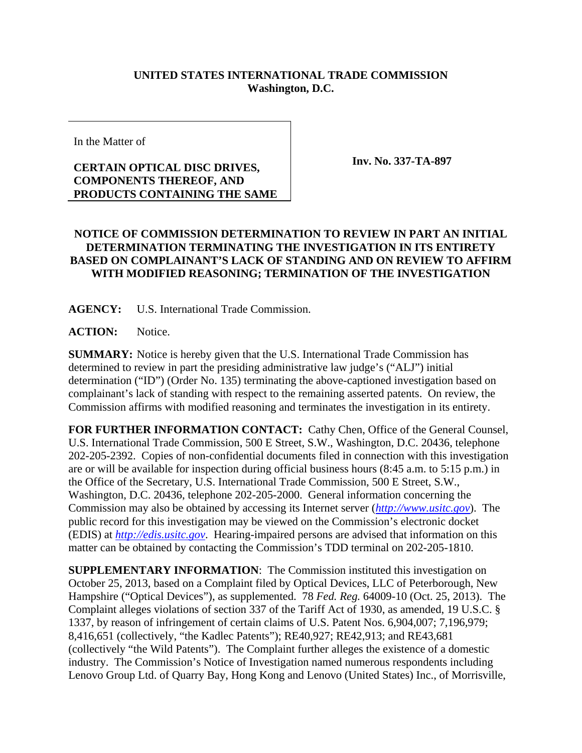**UNITED STATES INTERNATIONAL TRADE COMMISSION**
**Washington, D.C.**

| In the Matter of **CERTAIN OPTICAL DISC DRIVES, COMPONENTS THEREOF, AND PRODUCTS CONTAINING THE SAME** | **Inv. No. 337-TA-897** |
| --- | --- |

**NOTICE OF COMMISSION DETERMINATION TO REVIEW IN PART AN INITIAL DETERMINATION TERMINATING THE INVESTIGATION IN ITS ENTIRETY BASED ON COMPLAINANT'S LACK OF STANDING AND ON REVIEW TO AFFIRM WITH MODIFIED REASONING; TERMINATION OF THE INVESTIGATION**

**AGENCY:** U.S. International Trade Commission.

**ACTION:** Notice.

**SUMMARY:** Notice is hereby given that the U.S. International Trade Commission has determined to review in part the presiding administrative law judge's ("ALJ") initial determination ("ID") (Order No. 135) terminating the above-captioned investigation based on complainant's lack of standing with respect to the remaining asserted patents. On review, the Commission affirms with modified reasoning and terminates the investigation in its entirety.

**FOR FURTHER INFORMATION CONTACT:** Cathy Chen, Office of the General Counsel, U.S. International Trade Commission, 500 E Street, S.W., Washington, D.C. 20436, telephone 202-205-2392. Copies of non-confidential documents filed in connection with this investigation are or will be available for inspection during official business hours (8:45 a.m. to 5:15 p.m.) in the Office of the Secretary, U.S. International Trade Commission, 500 E Street, S.W., Washington, D.C. 20436, telephone 202-205-2000. General information concerning the Commission may also be obtained by accessing its Internet server (*http://www.usitc.gov*). The public record for this investigation may be viewed on the Commission's electronic docket (EDIS) at *http://edis.usitc.gov*. Hearing-impaired persons are advised that information on this matter can be obtained by contacting the Commission's TDD terminal on 202-205-1810.

**SUPPLEMENTARY INFORMATION**: The Commission instituted this investigation on October 25, 2013, based on a Complaint filed by Optical Devices, LLC of Peterborough, New Hampshire ("Optical Devices"), as supplemented. 78 *Fed. Reg.* 64009-10 (Oct. 25, 2013). The Complaint alleges violations of section 337 of the Tariff Act of 1930, as amended, 19 U.S.C. § 1337, by reason of infringement of certain claims of U.S. Patent Nos. 6,904,007; 7,196,979; 8,416,651 (collectively, "the Kadlec Patents"); RE40,927; RE42,913; and RE43,681 (collectively "the Wild Patents"). The Complaint further alleges the existence of a domestic industry. The Commission's Notice of Investigation named numerous respondents including Lenovo Group Ltd. of Quarry Bay, Hong Kong and Lenovo (United States) Inc., of Morrisville,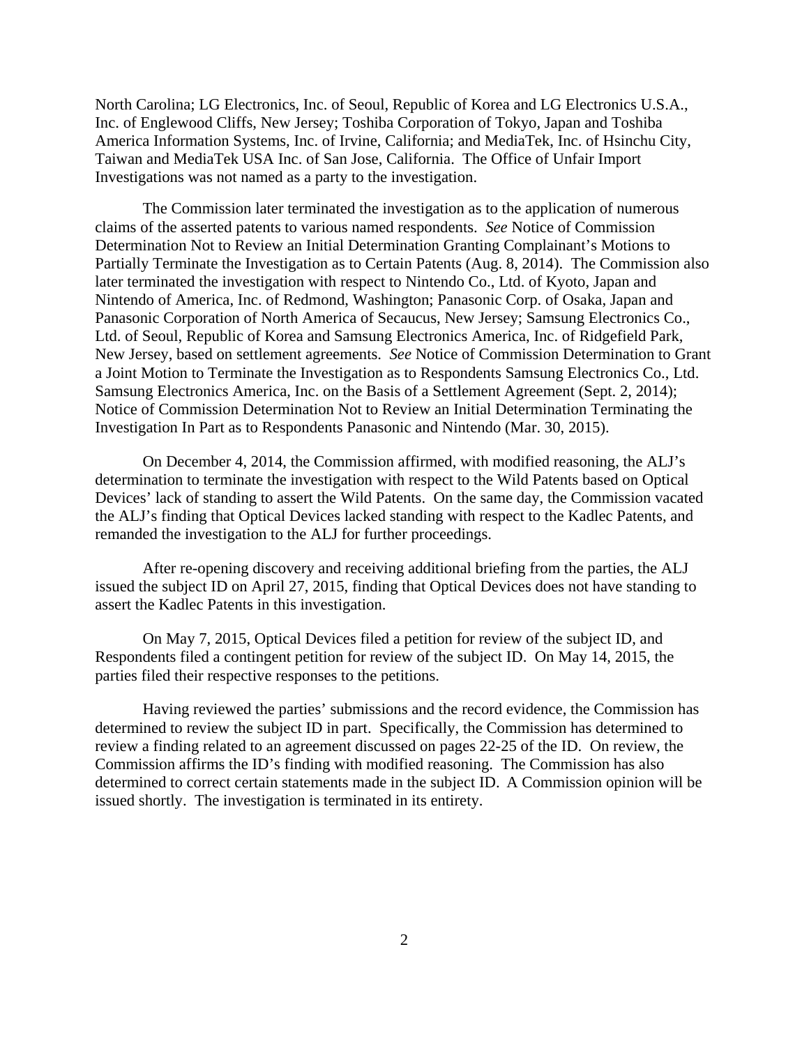North Carolina; LG Electronics, Inc. of Seoul, Republic of Korea and LG Electronics U.S.A., Inc. of Englewood Cliffs, New Jersey; Toshiba Corporation of Tokyo, Japan and Toshiba America Information Systems, Inc. of Irvine, California; and MediaTek, Inc. of Hsinchu City, Taiwan and MediaTek USA Inc. of San Jose, California. The Office of Unfair Import Investigations was not named as a party to the investigation.

The Commission later terminated the investigation as to the application of numerous claims of the asserted patents to various named respondents. *See* Notice of Commission Determination Not to Review an Initial Determination Granting Complainant's Motions to Partially Terminate the Investigation as to Certain Patents (Aug. 8, 2014). The Commission also later terminated the investigation with respect to Nintendo Co., Ltd. of Kyoto, Japan and Nintendo of America, Inc. of Redmond, Washington; Panasonic Corp. of Osaka, Japan and Panasonic Corporation of North America of Secaucus, New Jersey; Samsung Electronics Co., Ltd. of Seoul, Republic of Korea and Samsung Electronics America, Inc. of Ridgefield Park, New Jersey, based on settlement agreements. *See* Notice of Commission Determination to Grant a Joint Motion to Terminate the Investigation as to Respondents Samsung Electronics Co., Ltd. Samsung Electronics America, Inc. on the Basis of a Settlement Agreement (Sept. 2, 2014); Notice of Commission Determination Not to Review an Initial Determination Terminating the Investigation In Part as to Respondents Panasonic and Nintendo (Mar. 30, 2015).

On December 4, 2014, the Commission affirmed, with modified reasoning, the ALJ's determination to terminate the investigation with respect to the Wild Patents based on Optical Devices' lack of standing to assert the Wild Patents. On the same day, the Commission vacated the ALJ's finding that Optical Devices lacked standing with respect to the Kadlec Patents, and remanded the investigation to the ALJ for further proceedings.

After re-opening discovery and receiving additional briefing from the parties, the ALJ issued the subject ID on April 27, 2015, finding that Optical Devices does not have standing to assert the Kadlec Patents in this investigation.

On May 7, 2015, Optical Devices filed a petition for review of the subject ID, and Respondents filed a contingent petition for review of the subject ID. On May 14, 2015, the parties filed their respective responses to the petitions.

Having reviewed the parties' submissions and the record evidence, the Commission has determined to review the subject ID in part. Specifically, the Commission has determined to review a finding related to an agreement discussed on pages 22-25 of the ID. On review, the Commission affirms the ID's finding with modified reasoning. The Commission has also determined to correct certain statements made in the subject ID. A Commission opinion will be issued shortly. The investigation is terminated in its entirety.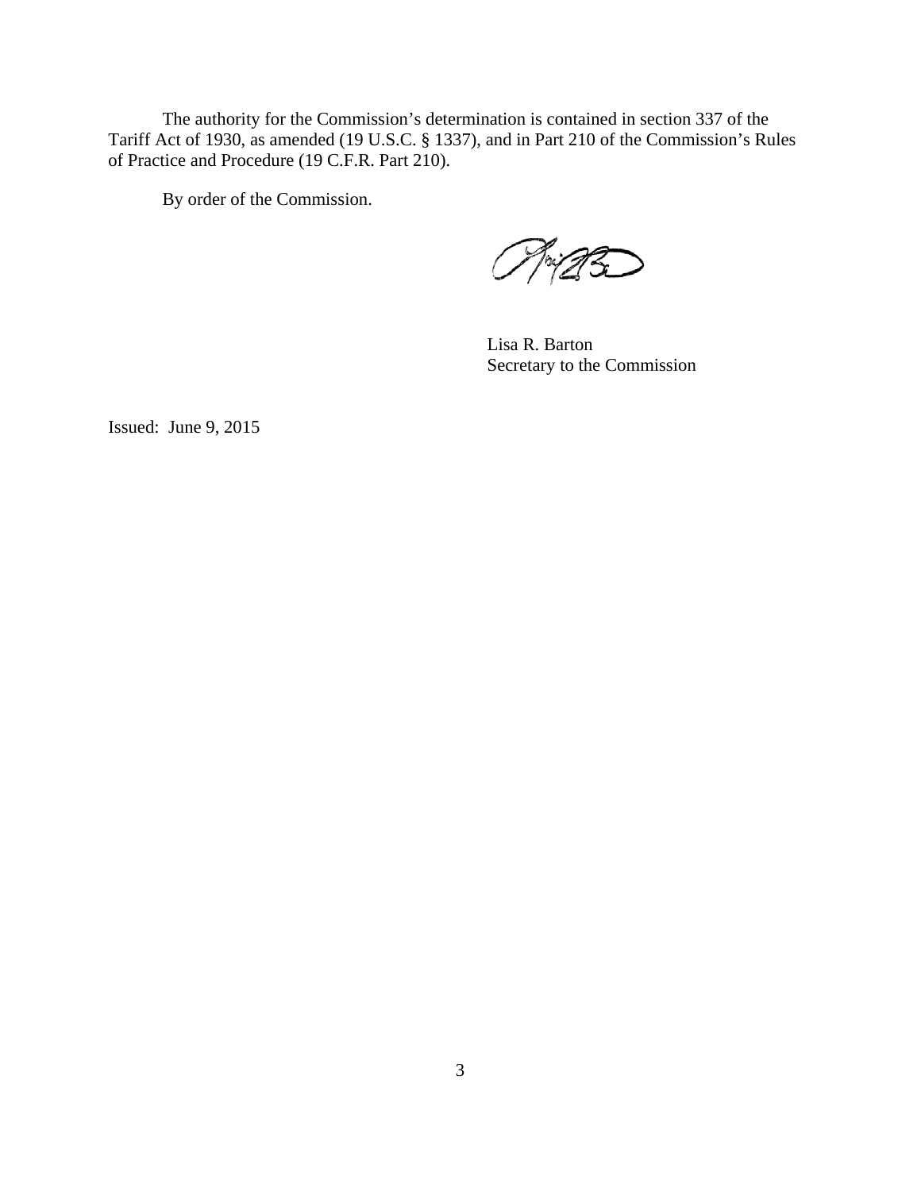The authority for the Commission's determination is contained in section 337 of the Tariff Act of 1930, as amended (19 U.S.C. § 1337), and in Part 210 of the Commission's Rules of Practice and Procedure (19 C.F.R. Part 210).

By order of the Commission.

Lisa R. Barton
Secretary to the Commission

Issued: June 9, 2015